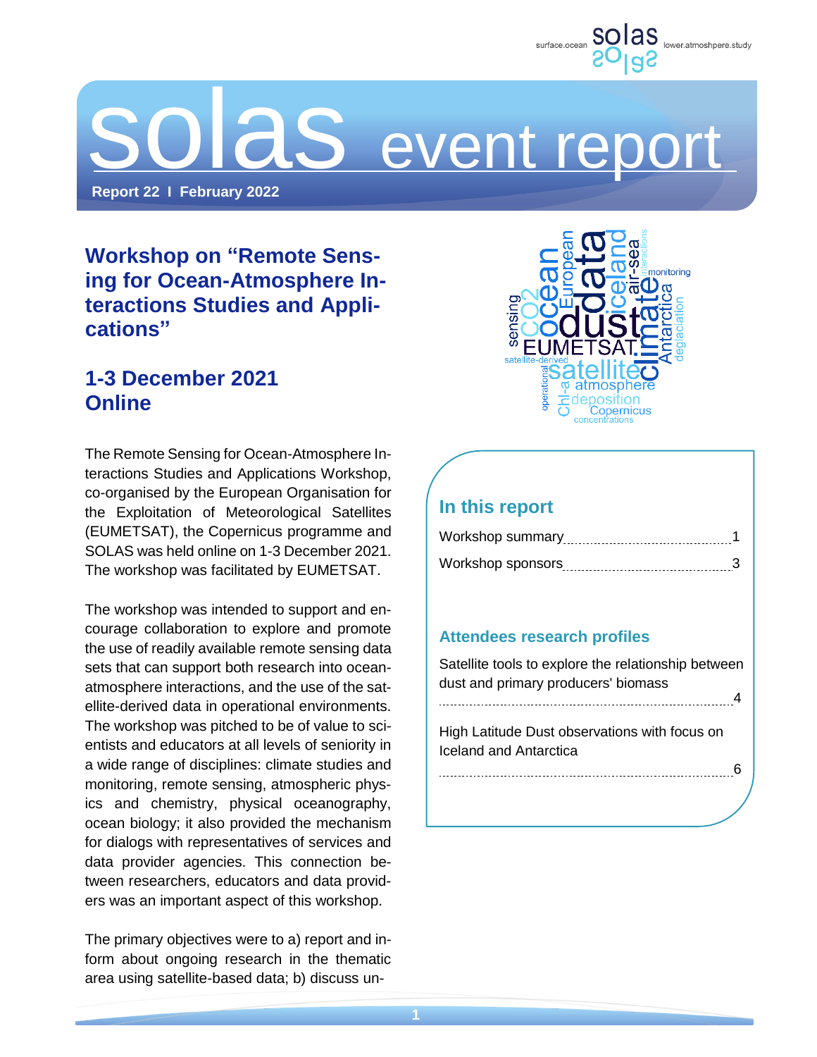# solas event report

**Report 22 I February 2022**

## Workshop on "Remote Sensing for Ocean-Atmosphere Interactions Studies and Applications"

## 1-3 December 2021 Online

The Remote Sensing for Ocean-Atmosphere Interactions Studies and Applications Workshop, co-organised by the European Organisation for the Exploitation of Meteorological Satellites (EUMETSAT), the Copernicus programme and SOLAS was held online on 1-3 December 2021. The workshop was facilitated by EUMETSAT.

The workshop was intended to support and encourage collaboration to explore and promote the use of readily available remote sensing data sets that can support both research into ocean-atmosphere interactions, and the use of the satellite-derived data in operational environments. The workshop was pitched to be of value to scientists and educators at all levels of seniority in a wide range of disciplines: climate studies and monitoring, remote sensing, atmospheric physics and chemistry, physical oceanography, ocean biology; it also provided the mechanism for dialogs with representatives of services and data provider agencies. This connection between researchers, educators and data providers was an important aspect of this workshop.

The primary objectives were to a) report and inform about ongoing research in the thematic area using satellite-based data; b) discuss un-

### In this report

Workshop summary ..... 1

Workshop sponsors ..... 3

### Attendees research profiles

Satellite tools to explore the relationship between dust and primary producers' biomass ..... 4

High Latitude Dust observations with focus on Iceland and Antarctica ..... 6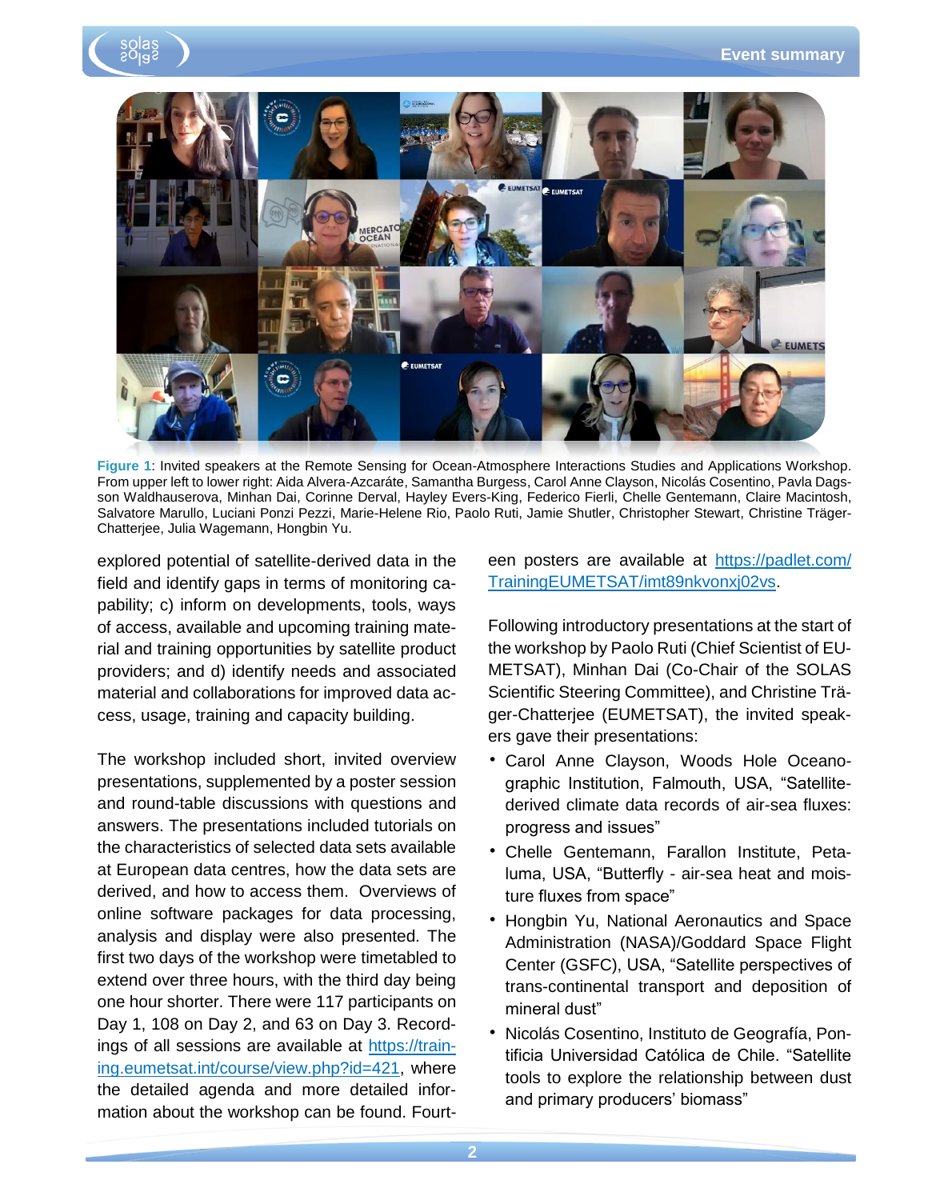**Figure 1**: Invited speakers at the Remote Sensing for Ocean-Atmosphere Interactions Studies and Applications Workshop. From upper left to lower right: Aida Alvera-Azcaráte, Samantha Burgess, Carol Anne Clayson, Nicolás Cosentino, Pavla Dagsson Waldhauserova, Minhan Dai, Corinne Derval, Hayley Evers-King, Federico Fierli, Chelle Gentemann, Claire Macintosh, Salvatore Marullo, Luciani Ponzi Pezzi, Marie-Helene Rio, Paolo Ruti, Jamie Shutler, Christopher Stewart, Christine Träger-Chatterjee, Julia Wagemann, Hongbin Yu.

explored potential of satellite-derived data in the field and identify gaps in terms of monitoring capability; c) inform on developments, tools, ways of access, available and upcoming training material and training opportunities by satellite product providers; and d) identify needs and associated material and collaborations for improved data access, usage, training and capacity building.

The workshop included short, invited overview presentations, supplemented by a poster session and round-table discussions with questions and answers. The presentations included tutorials on the characteristics of selected data sets available at European data centres, how the data sets are derived, and how to access them. Overviews of online software packages for data processing, analysis and display were also presented. The first two days of the workshop were timetabled to extend over three hours, with the third day being one hour shorter. There were 117 participants on Day 1, 108 on Day 2, and 63 on Day 3. Recordings of all sessions are available at [https://training.eumetsat.int/course/view.php?id=421](https://training.eumetsat.int/course/view.php?id=421), where the detailed agenda and more detailed information about the workshop can be found. Fourteen posters are available at [https://padlet.com/TrainingEUMETSAT/imt89nkvonxj02vs](https://padlet.com/TrainingEUMETSAT/imt89nkvonxj02vs).

Following introductory presentations at the start of the workshop by Paolo Ruti (Chief Scientist of EUMETSAT), Minhan Dai (Co-Chair of the SOLAS Scientific Steering Committee), and Christine Träger-Chatterjee (EUMETSAT), the invited speakers gave their presentations:

- Carol Anne Clayson, Woods Hole Oceanographic Institution, Falmouth, USA, "Satellite-derived climate data records of air-sea fluxes: progress and issues"
- Chelle Gentemann, Farallon Institute, Petaluma, USA, "Butterfly - air-sea heat and moisture fluxes from space"
- Hongbin Yu, National Aeronautics and Space Administration (NASA)/Goddard Space Flight Center (GSFC), USA, "Satellite perspectives of trans-continental transport and deposition of mineral dust"
- Nicolás Cosentino, Instituto de Geografía, Pontificia Universidad Católica de Chile. "Satellite tools to explore the relationship between dust and primary producers' biomass"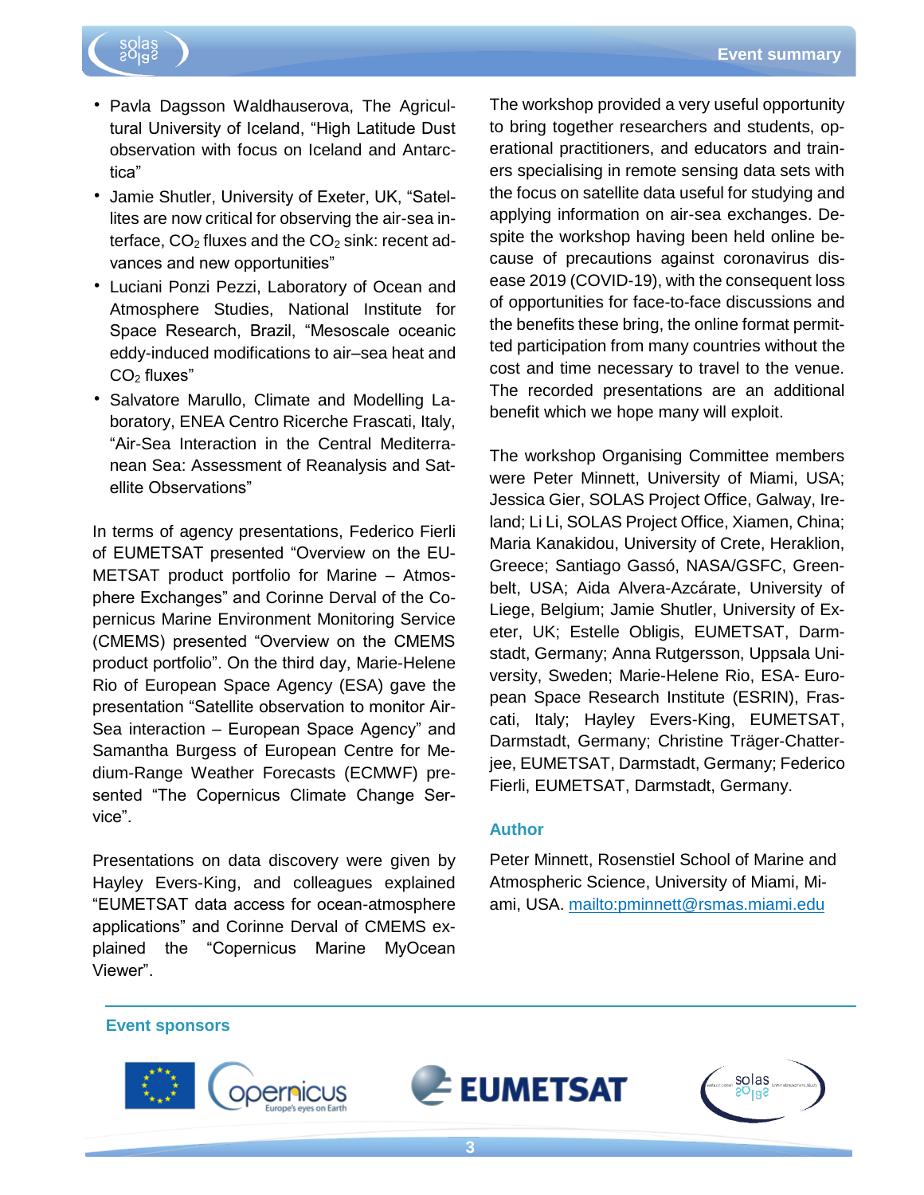- Pavla Dagsson Waldhauserova, The Agricultural University of Iceland, “High Latitude Dust observation with focus on Iceland and Antarctica”
- Jamie Shutler, University of Exeter, UK, “Satellites are now critical for observing the air-sea interface, $CO_2$ fluxes and the $CO_2$ sink: recent advances and new opportunities”
- Luciani Ponzi Pezzi, Laboratory of Ocean and Atmosphere Studies, National Institute for Space Research, Brazil, “Mesoscale oceanic eddy-induced modifications to air–sea heat and $CO_2$ fluxes”
- Salvatore Marullo, Climate and Modelling Laboratory, ENEA Centro Ricerche Frascati, Italy, “Air-Sea Interaction in the Central Mediterranean Sea: Assessment of Reanalysis and Satellite Observations”

In terms of agency presentations, Federico Fierli of EUMETSAT presented “Overview on the EUMETSAT product portfolio for Marine – Atmosphere Exchanges” and Corinne Derval of the Copernicus Marine Environment Monitoring Service (CMEMS) presented “Overview on the CMEMS product portfolio”. On the third day, Marie-Helene Rio of European Space Agency (ESA) gave the presentation “Satellite observation to monitor Air-Sea interaction – European Space Agency” and Samantha Burgess of European Centre for Medium-Range Weather Forecasts (ECMWF) presented “The Copernicus Climate Change Service”.

Presentations on data discovery were given by Hayley Evers-King, and colleagues explained “EUMETSAT data access for ocean-atmosphere applications” and Corinne Derval of CMEMS explained the “Copernicus Marine MyOcean Viewer”.

The workshop provided a very useful opportunity to bring together researchers and students, operational practitioners, and educators and trainers specialising in remote sensing data sets with the focus on satellite data useful for studying and applying information on air-sea exchanges. Despite the workshop having been held online because of precautions against coronavirus disease 2019 (COVID-19), with the consequent loss of opportunities for face-to-face discussions and the benefits these bring, the online format permitted participation from many countries without the cost and time necessary to travel to the venue. The recorded presentations are an additional benefit which we hope many will exploit.

The workshop Organising Committee members were Peter Minnett, University of Miami, USA; Jessica Gier, SOLAS Project Office, Galway, Ireland; Li Li, SOLAS Project Office, Xiamen, China; Maria Kanakidou, University of Crete, Heraklion, Greece; Santiago Gassó, NASA/GSFC, Greenbelt, USA; Aida Alvera-Azcárate, University of Liege, Belgium; Jamie Shutler, University of Exeter, UK; Estelle Obligis, EUMETSAT, Darmstadt, Germany; Anna Rutgersson, Uppsala University, Sweden; Marie-Helene Rio, ESA- European Space Research Institute (ESRIN), Frascati, Italy; Hayley Evers-King, EUMETSAT, Darmstadt, Germany; Christine Träger-Chatterjee, EUMETSAT, Darmstadt, Germany; Federico Fierli, EUMETSAT, Darmstadt, Germany.

## Author

Peter Minnett, Rosenstiel School of Marine and Atmospheric Science, University of Miami, Miami, USA. mailto:pminnett@rsmas.miami.edu

## Event sponsors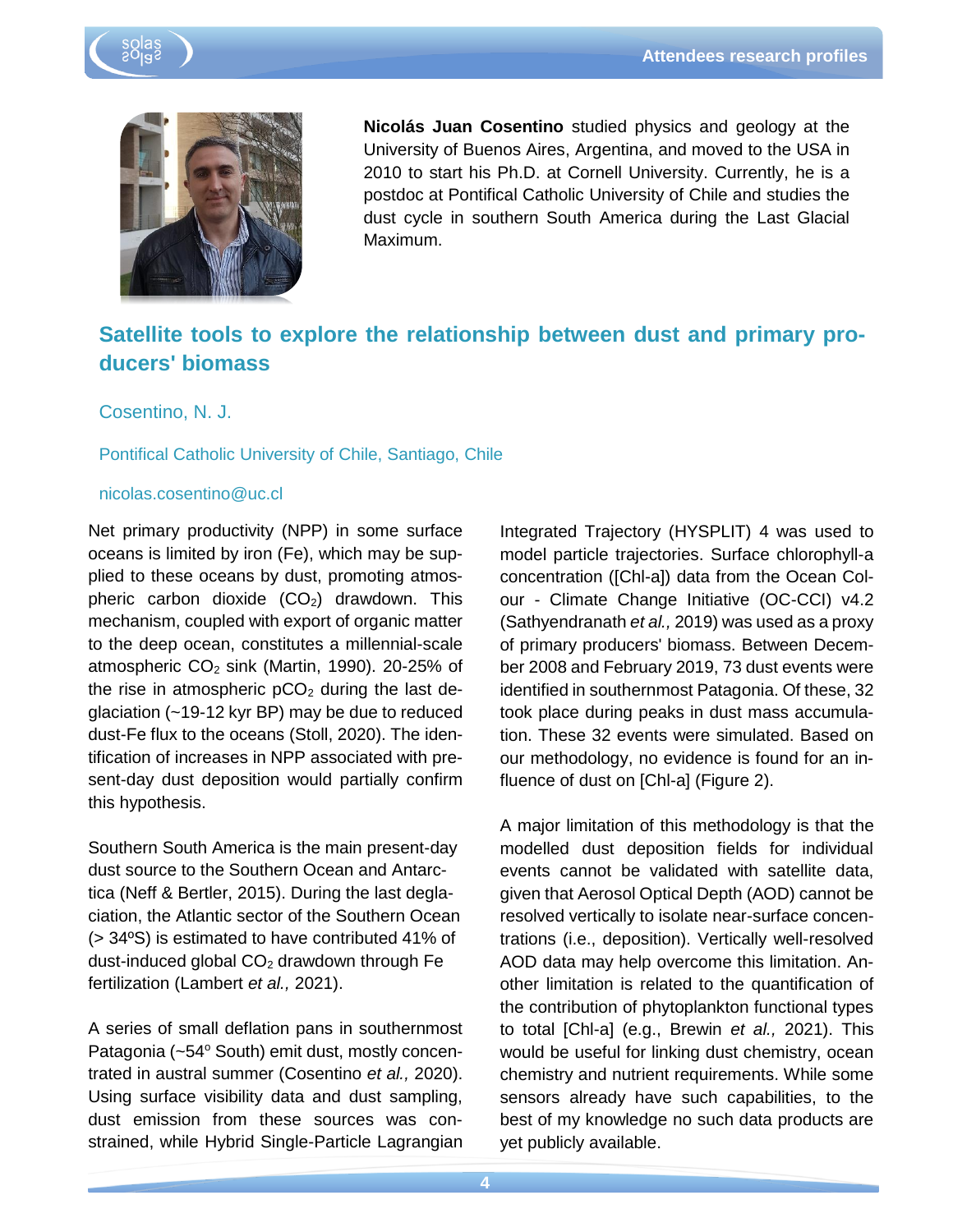**Nicolás Juan Cosentino** studied physics and geology at the University of Buenos Aires, Argentina, and moved to the USA in 2010 to start his Ph.D. at Cornell University. Currently, he is a postdoc at Pontifical Catholic University of Chile and studies the dust cycle in southern South America during the Last Glacial Maximum.

## Satellite tools to explore the relationship between dust and primary producers' biomass

Cosentino, N. J.

Pontifical Catholic University of Chile, Santiago, Chile

nicolas.cosentino@uc.cl

Net primary productivity (NPP) in some surface oceans is limited by iron (Fe), which may be supplied to these oceans by dust, promoting atmospheric carbon dioxide ($CO_2$) drawdown. This mechanism, coupled with export of organic matter to the deep ocean, constitutes a millennial-scale atmospheric $CO_2$ sink (Martin, 1990). 20-25% of the rise in atmospheric $pCO_2$ during the last deglaciation (~19-12 kyr BP) may be due to reduced dust-Fe flux to the oceans (Stoll, 2020). The identification of increases in NPP associated with present-day dust deposition would partially confirm this hypothesis.

Southern South America is the main present-day dust source to the Southern Ocean and Antarctica (Neff & Bertler, 2015). During the last deglaciation, the Atlantic sector of the Southern Ocean (> 34ºS) is estimated to have contributed 41% of dust-induced global $CO_2$ drawdown through Fe fertilization (Lambert *et al.,* 2021).

A series of small deflation pans in southernmost Patagonia (~54º South) emit dust, mostly concentrated in austral summer (Cosentino *et al.,* 2020). Using surface visibility data and dust sampling, dust emission from these sources was constrained, while Hybrid Single-Particle Lagrangian Integrated Trajectory (HYSPLIT) 4 was used to model particle trajectories. Surface chlorophyll-a concentration ([Chl-a]) data from the Ocean Colour - Climate Change Initiative (OC-CCI) v4.2 (Sathyendranath *et al.,* 2019) was used as a proxy of primary producers' biomass. Between December 2008 and February 2019, 73 dust events were identified in southernmost Patagonia. Of these, 32 took place during peaks in dust mass accumulation. These 32 events were simulated. Based on our methodology, no evidence is found for an influence of dust on [Chl-a] (Figure 2).

A major limitation of this methodology is that the modelled dust deposition fields for individual events cannot be validated with satellite data, given that Aerosol Optical Depth (AOD) cannot be resolved vertically to isolate near-surface concentrations (i.e., deposition). Vertically well-resolved AOD data may help overcome this limitation. Another limitation is related to the quantification of the contribution of phytoplankton functional types to total [Chl-a] (e.g., Brewin *et al.,* 2021). This would be useful for linking dust chemistry, ocean chemistry and nutrient requirements. While some sensors already have such capabilities, to the best of my knowledge no such data products are yet publicly available.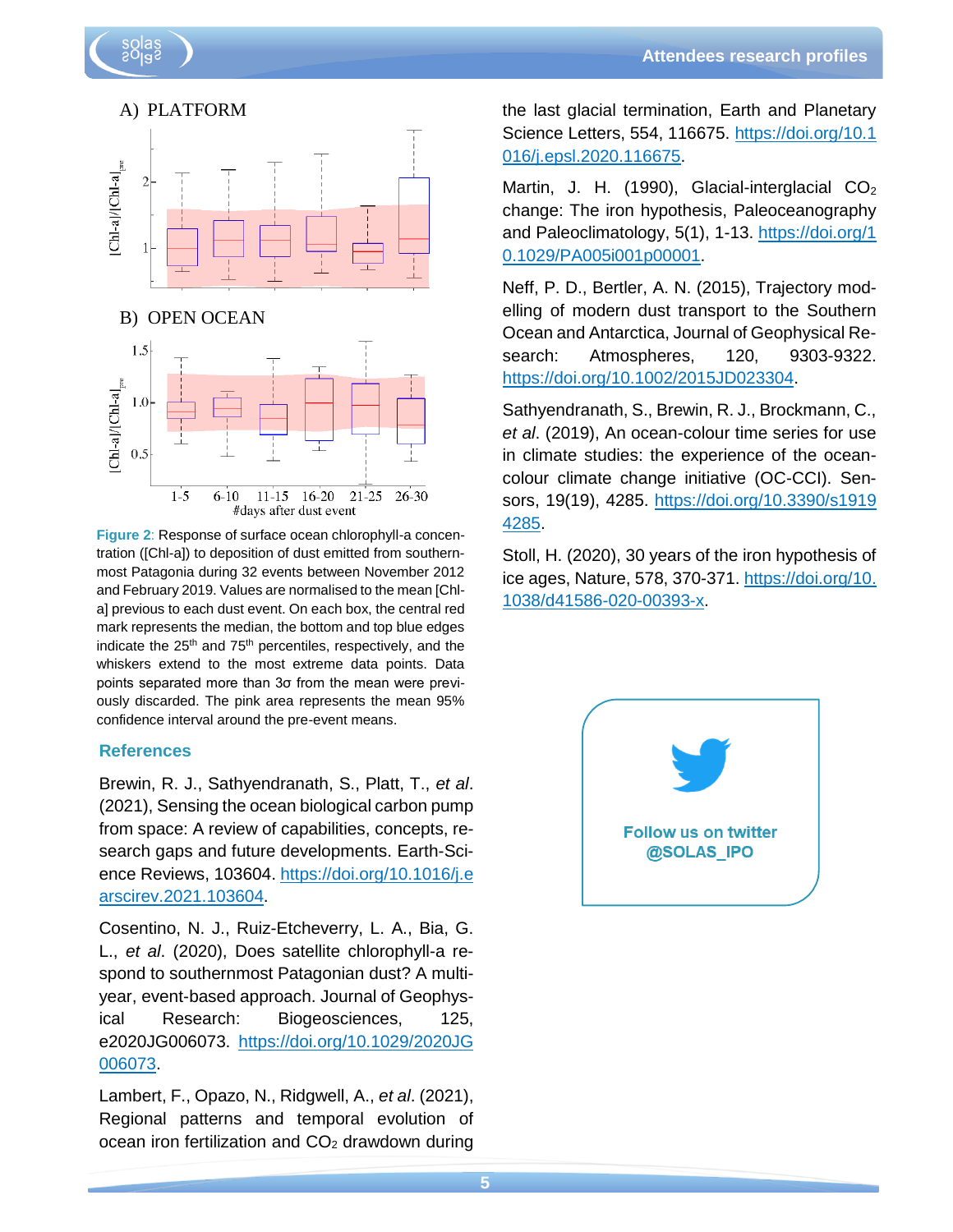A) PLATFORM

B) OPEN OCEAN

**Figure 2**: Response of surface ocean chlorophyll-a concentration ([Chl-a]) to deposition of dust emitted from southernmost Patagonia during 32 events between November 2012 and February 2019. Values are normalised to the mean [Chl-a] previous to each dust event. On each box, the central red mark represents the median, the bottom and top blue edges indicate the 25th and 75th percentiles, respectively, and the whiskers extend to the most extreme data points. Data points separated more than 3σ from the mean were previously discarded. The pink area represents the mean 95% confidence interval around the pre-event means.

### References

Brewin, R. J., Sathyendranath, S., Platt, T., *et al*. (2021), Sensing the ocean biological carbon pump from space: A review of capabilities, concepts, research gaps and future developments. Earth-Science Reviews, 103604. https://doi.org/10.1016/j.earscirev.2021.103604.

Cosentino, N. J., Ruiz-Etcheverry, L. A., Bia, G. L., *et al*. (2020), Does satellite chlorophyll-a respond to southernmost Patagonian dust? A multi-year, event-based approach. Journal of Geophysical Research: Biogeosciences, 125, e2020JG006073. https://doi.org/10.1029/2020JG006073.

Lambert, F., Opazo, N., Ridgwell, A., *et al*. (2021), Regional patterns and temporal evolution of ocean iron fertilization and $CO_2$ drawdown during the last glacial termination, Earth and Planetary Science Letters, 554, 116675. https://doi.org/10.1016/j.epsl.2020.116675.

Martin, J. H. (1990), Glacial-interglacial $CO_2$ change: The iron hypothesis, Paleoceanography and Paleoclimatology, 5(1), 1-13. https://doi.org/10.1029/PA005i001p00001.

Neff, P. D., Bertler, A. N. (2015), Trajectory modelling of modern dust transport to the Southern Ocean and Antarctica, Journal of Geophysical Research: Atmospheres, 120, 9303-9322. https://doi.org/10.1002/2015JD023304.

Sathyendranath, S., Brewin, R. J., Brockmann, C., *et al*. (2019), An ocean-colour time series for use in climate studies: the experience of the ocean-colour climate change initiative (OC-CCI). Sensors, 19(19), 4285. https://doi.org/10.3390/s19194285.

Stoll, H. (2020), 30 years of the iron hypothesis of ice ages, Nature, 578, 370-371. https://doi.org/10.1038/d41586-020-00393-x.

**Follow us on twitter @SOLAS_IPO**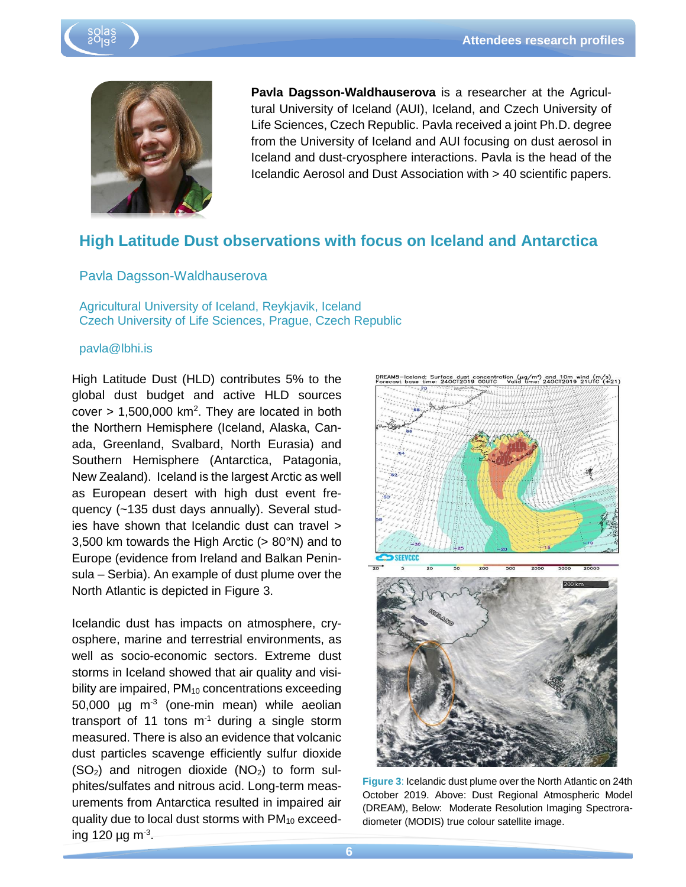**Pavla Dagsson-Waldhauserova** is a researcher at the Agricultural University of Iceland (AUI), Iceland, and Czech University of Life Sciences, Czech Republic. Pavla received a joint Ph.D. degree from the University of Iceland and AUI focusing on dust aerosol in Iceland and dust-cryosphere interactions. Pavla is the head of the Icelandic Aerosol and Dust Association with > 40 scientific papers.

## High Latitude Dust observations with focus on Iceland and Antarctica

Pavla Dagsson-Waldhauserova

Agricultural University of Iceland, Reykjavik, Iceland
Czech University of Life Sciences, Prague, Czech Republic

pavla@lbhi.is

High Latitude Dust (HLD) contributes 5% to the global dust budget and active HLD sources cover > 1,500,000 km$^2$. They are located in both the Northern Hemisphere (Iceland, Alaska, Canada, Greenland, Svalbard, North Eurasia) and Southern Hemisphere (Antarctica, Patagonia, New Zealand). Iceland is the largest Arctic as well as European desert with high dust event frequency (~135 dust days annually). Several studies have shown that Icelandic dust can travel > 3,500 km towards the High Arctic (> 80°N) and to Europe (evidence from Ireland and Balkan Peninsula – Serbia). An example of dust plume over the North Atlantic is depicted in Figure 3.

Icelandic dust has impacts on atmosphere, cryosphere, marine and terrestrial environments, as well as socio-economic sectors. Extreme dust storms in Iceland showed that air quality and visibility are impaired, $PM_{10}$ concentrations exceeding 50,000 µg m$^{-3}$ (one-min mean) while aeolian transport of 11 tons m$^{-1}$ during a single storm measured. There is also an evidence that volcanic dust particles scavenge efficiently sulfur dioxide ($SO_2$) and nitrogen dioxide ($NO_2$) to form sulphites/sulfates and nitrous acid. Long-term measurements from Antarctica resulted in impaired air quality due to local dust storms with $PM_{10}$ exceeding 120 µg m$^{-3}$.

**Figure 3**: Icelandic dust plume over the North Atlantic on 24th October 2019. Above: Dust Regional Atmospheric Model (DREAM), Below: Moderate Resolution Imaging Spectroradiometer (MODIS) true colour satellite image.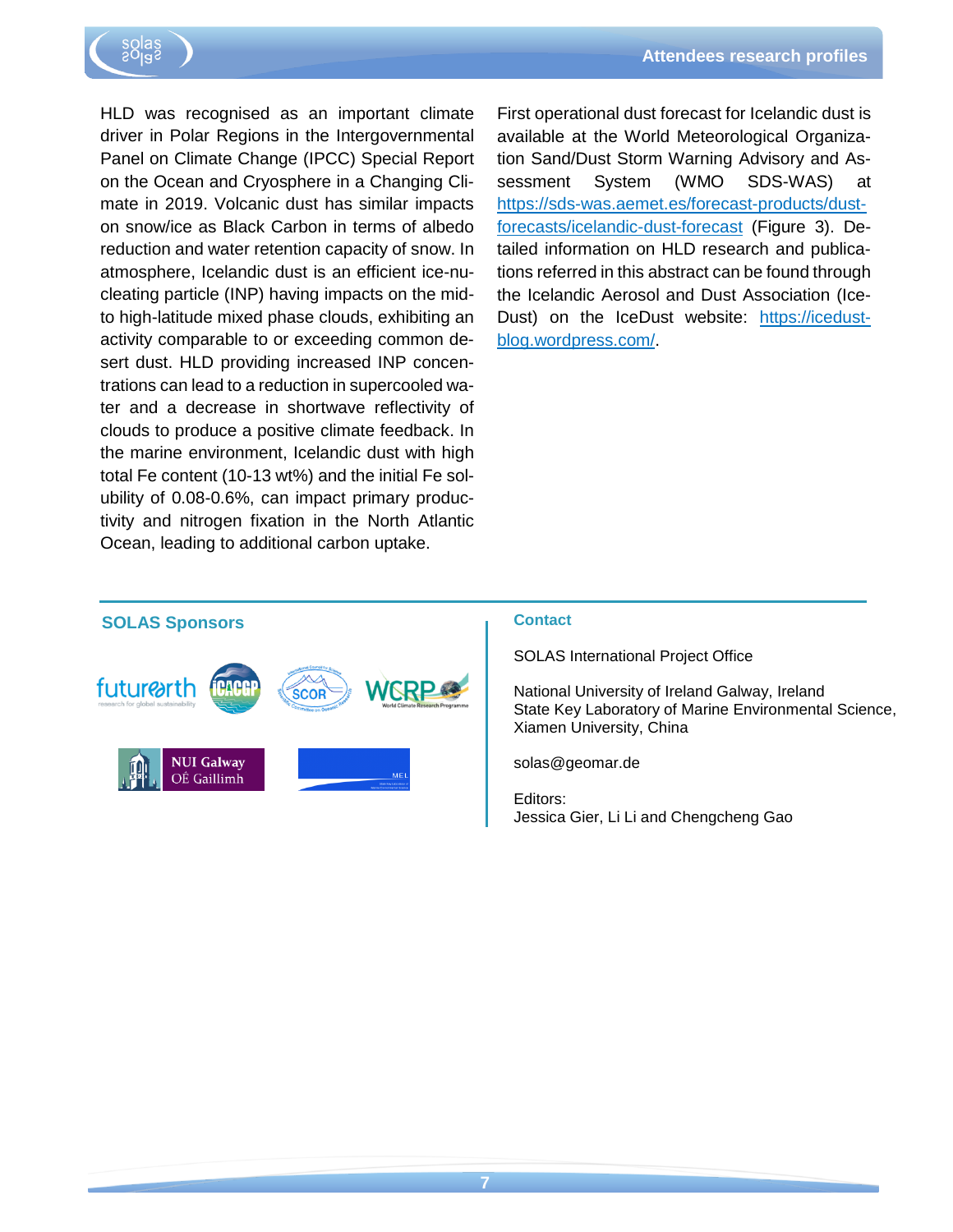HLD was recognised as an important climate driver in Polar Regions in the Intergovernmental Panel on Climate Change (IPCC) Special Report on the Ocean and Cryosphere in a Changing Climate in 2019. Volcanic dust has similar impacts on snow/ice as Black Carbon in terms of albedo reduction and water retention capacity of snow. In atmosphere, Icelandic dust is an efficient ice-nucleating particle (INP) having impacts on the mid- to high-latitude mixed phase clouds, exhibiting an activity comparable to or exceeding common desert dust. HLD providing increased INP concentrations can lead to a reduction in supercooled water and a decrease in shortwave reflectivity of clouds to produce a positive climate feedback. In the marine environment, Icelandic dust with high total Fe content (10-13 wt%) and the initial Fe solubility of 0.08-0.6%, can impact primary productivity and nitrogen fixation in the North Atlantic Ocean, leading to additional carbon uptake.

First operational dust forecast for Icelandic dust is available at the World Meteorological Organization Sand/Dust Storm Warning Advisory and Assessment System (WMO SDS-WAS) at https://sds-was.aemet.es/forecast-products/dust-forecasts/icelandic-dust-forecast (Figure 3). Detailed information on HLD research and publications referred in this abstract can be found through the Icelandic Aerosol and Dust Association (IceDust) on the IceDust website: https://icedust-blog.wordpress.com/.

## SOLAS Sponsors

futurearth research for global sustainability

iCACGP

SCOR

WCRP World Climate Research Programme

NUI Galway OÉ Gaillimh

MEL

## Contact

SOLAS International Project Office

National University of Ireland Galway, Ireland
State Key Laboratory of Marine Environmental Science, Xiamen University, China

solas@geomar.de

Editors:
Jessica Gier, Li Li and Chengcheng Gao